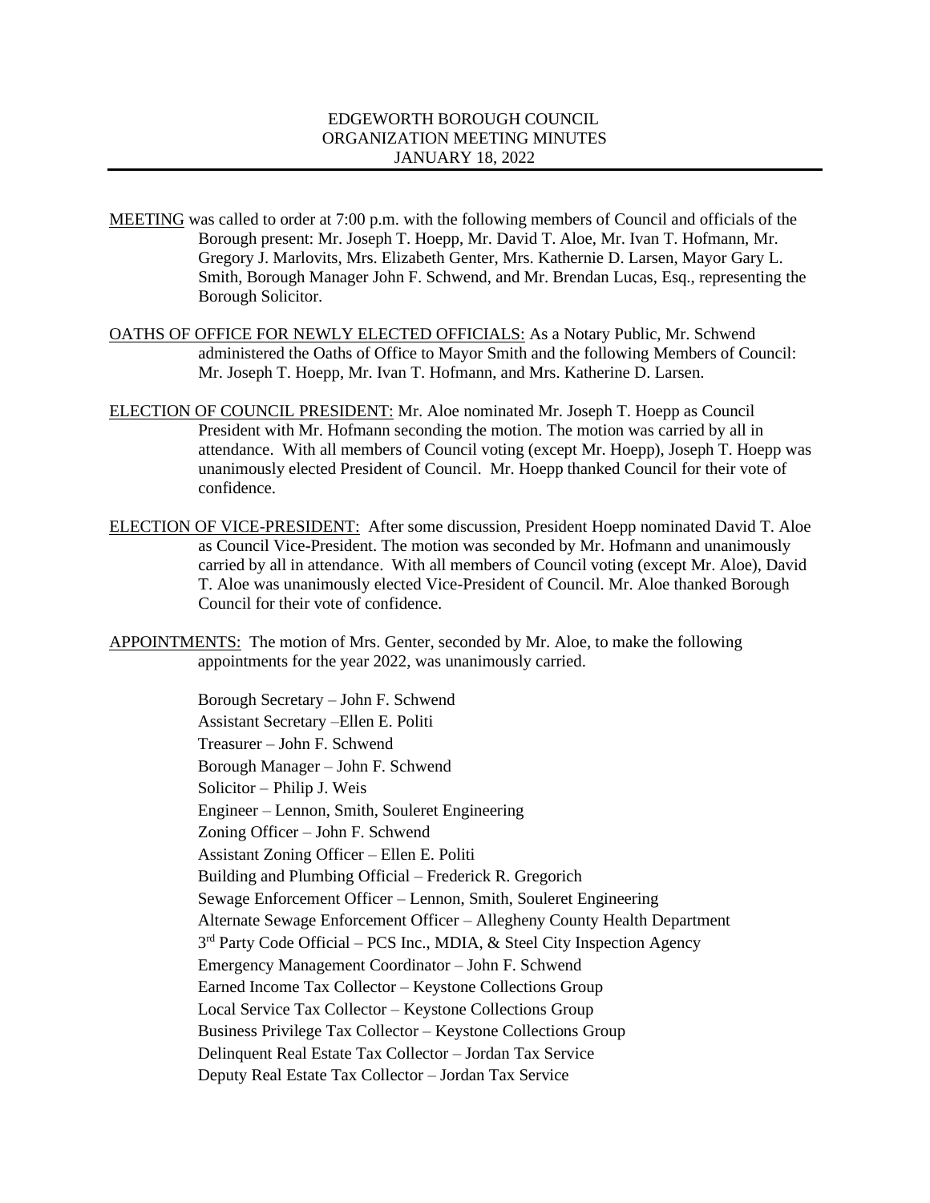EDGEWORTH BOROUGH COUNCIL
ORGANIZATION MEETING MINUTES
JANUARY 18, 2022

MEETING was called to order at 7:00 p.m. with the following members of Council and officials of the Borough present: Mr. Joseph T. Hoepp, Mr. David T. Aloe, Mr. Ivan T. Hofmann, Mr. Gregory J. Marlovits, Mrs. Elizabeth Genter, Mrs. Kathernie D. Larsen, Mayor Gary L. Smith, Borough Manager John F. Schwend, and Mr. Brendan Lucas, Esq., representing the Borough Solicitor.

OATHS OF OFFICE FOR NEWLY ELECTED OFFICIALS: As a Notary Public, Mr. Schwend administered the Oaths of Office to Mayor Smith and the following Members of Council: Mr. Joseph T. Hoepp, Mr. Ivan T. Hofmann, and Mrs. Katherine D. Larsen.

ELECTION OF COUNCIL PRESIDENT: Mr. Aloe nominated Mr. Joseph T. Hoepp as Council President with Mr. Hofmann seconding the motion. The motion was carried by all in attendance. With all members of Council voting (except Mr. Hoepp), Joseph T. Hoepp was unanimously elected President of Council. Mr. Hoepp thanked Council for their vote of confidence.

ELECTION OF VICE-PRESIDENT: After some discussion, President Hoepp nominated David T. Aloe as Council Vice-President. The motion was seconded by Mr. Hofmann and unanimously carried by all in attendance. With all members of Council voting (except Mr. Aloe), David T. Aloe was unanimously elected Vice-President of Council. Mr. Aloe thanked Borough Council for their vote of confidence.

APPOINTMENTS: The motion of Mrs. Genter, seconded by Mr. Aloe, to make the following appointments for the year 2022, was unanimously carried.

Borough Secretary – John F. Schwend
Assistant Secretary –Ellen E. Politi
Treasurer – John F. Schwend
Borough Manager – John F. Schwend
Solicitor – Philip J. Weis
Engineer – Lennon, Smith, Souleret Engineering
Zoning Officer – John F. Schwend
Assistant Zoning Officer – Ellen E. Politi
Building and Plumbing Official – Frederick R. Gregorich
Sewage Enforcement Officer – Lennon, Smith, Souleret Engineering
Alternate Sewage Enforcement Officer – Allegheny County Health Department
3rd Party Code Official – PCS Inc., MDIA, & Steel City Inspection Agency
Emergency Management Coordinator – John F. Schwend
Earned Income Tax Collector – Keystone Collections Group
Local Service Tax Collector – Keystone Collections Group
Business Privilege Tax Collector – Keystone Collections Group
Delinquent Real Estate Tax Collector – Jordan Tax Service
Deputy Real Estate Tax Collector – Jordan Tax Service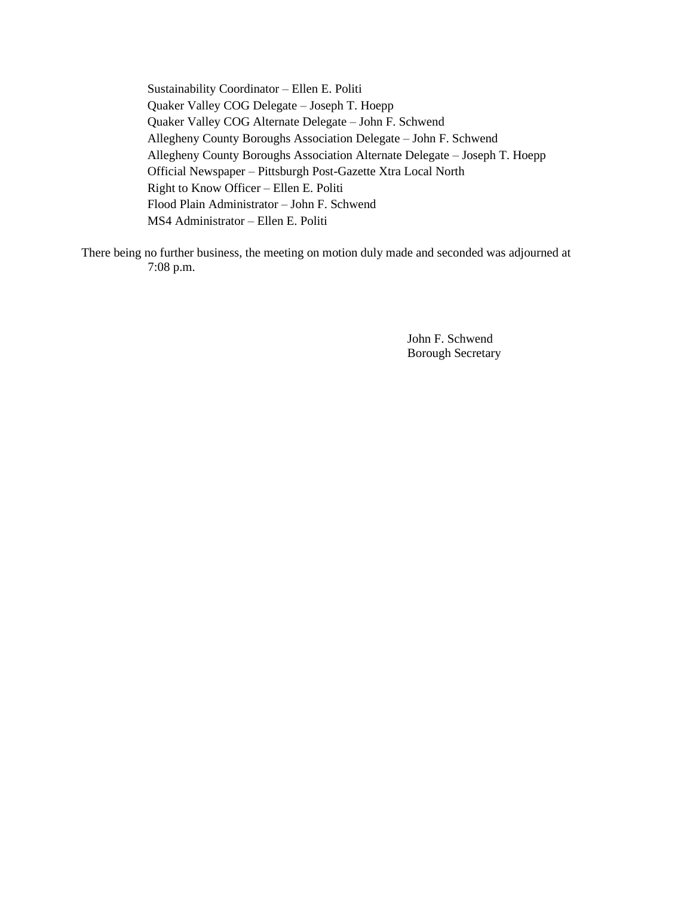Sustainability Coordinator – Ellen E. Politi
Quaker Valley COG Delegate – Joseph T. Hoepp
Quaker Valley COG Alternate Delegate – John F. Schwend
Allegheny County Boroughs Association Delegate – John F. Schwend
Allegheny County Boroughs Association Alternate Delegate – Joseph T. Hoepp
Official Newspaper – Pittsburgh Post-Gazette Xtra Local North
Right to Know Officer – Ellen E. Politi
Flood Plain Administrator – John F. Schwend
MS4 Administrator – Ellen E. Politi

There being no further business, the meeting on motion duly made and seconded was adjourned at 7:08 p.m.

John F. Schwend
Borough Secretary